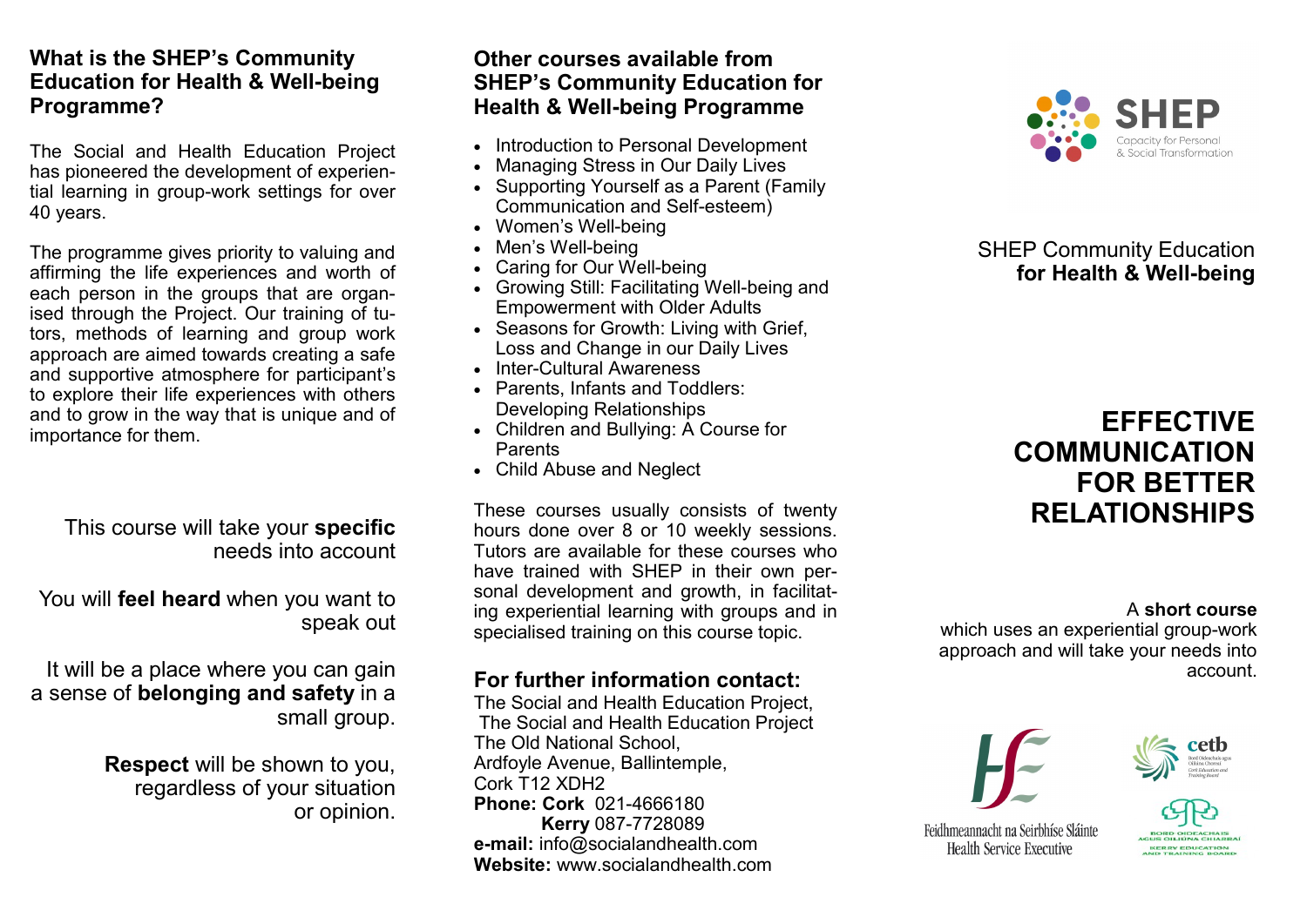## What is the SHEP's Community Education for Health & Well-being Programme?

The Social and Health Education Project has pioneered the development of experiential learning in group-work settings for over 40 years.

The programme gives priority to valuing and affirming the life experiences and worth of each person in the groups that are organised through the Project. Our training of tutors, methods of learning and group work approach are aimed towards creating a safe and supportive atmosphere for participant's to explore their life experiences with others and to grow in the way that is unique and of importance for them.

This course will take your **specific** needs into account

You will **feel heard** when you want to speak out

It will be a place where you can gain a sense of **belonging and safety** in a small group.

**Respect** will be shown to you, regardless of your situation or opinion.

## Other courses available from SHEP's Community Education for Health & Well-being Programme

- Introduction to Personal Development
- Managing Stress in Our Daily Lives
- Supporting Yourself as a Parent (Family Communication and Self-esteem)
- Women's Well-being
- Men's Well-being
- Caring for Our Well-being
- Growing Still: Facilitating Well-being and Empowerment with Older Adults
- Seasons for Growth: Living with Grief, Loss and Change in our Daily Lives
- Inter-Cultural Awareness
- Parents, Infants and Toddlers: Developing Relationships
- Children and Bullying: A Course for Parents
- Child Abuse and Neglect

These courses usually consists of twenty hours done over 8 or 10 weekly sessions. Tutors are available for these courses who have trained with SHEP in their own personal development and growth, in facilitating experiential learning with groups and in specialised training on this course topic.

## For further information contact:

The Social and Health Education Project,
The Social and Health Education Project
The Old National School,
Ardfoyle Avenue, Ballintemple,
Cork T12 XDH2
**Phone: Cork** 021-4666180
**Kerry** 087-7728089
**e-mail:** info@socialandhealth.com
**Website:** www.socialandhealth.com

SHEP
Capacity for Personal & Social Transformation

SHEP Community Education
**for Health & Well-being**

# EFFECTIVE COMMUNICATION FOR BETTER RELATIONSHIPS

A **short course** which uses an experiential group-work approach and will take your needs into account.

Feidhmeannacht na Seirbhíse Sláinte
Health Service Executive

cetb

Bord Oideachais agus Oiliúna Chiarraí
Kerry Education and Training Board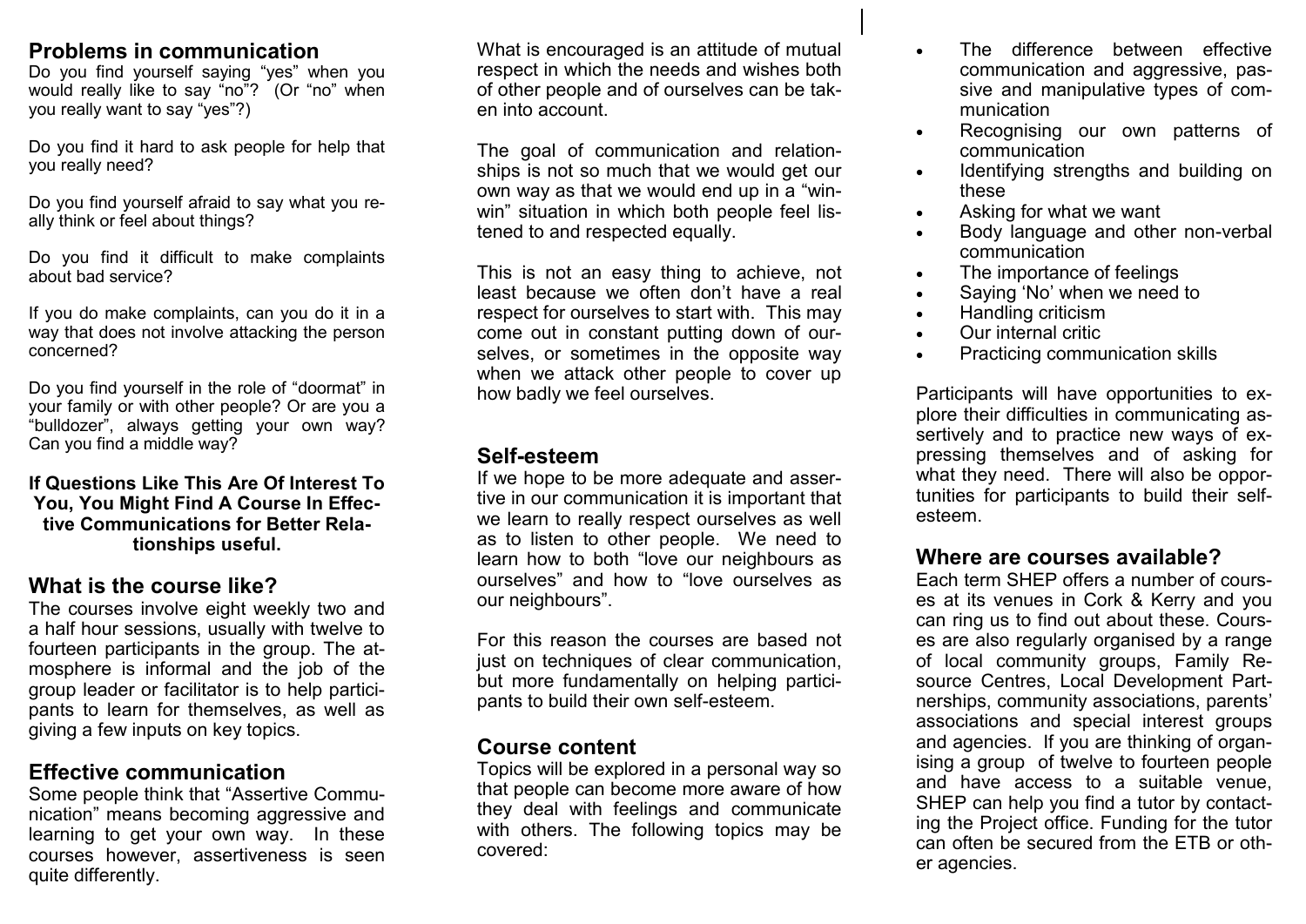## Problems in communication

Do you find yourself saying "yes" when you would really like to say "no"? (Or "no" when you really want to say "yes"?)

Do you find it hard to ask people for help that you really need?

Do you find yourself afraid to say what you really think or feel about things?

Do you find it difficult to make complaints about bad service?

If you do make complaints, can you do it in a way that does not involve attacking the person concerned?

Do you find yourself in the role of "doormat" in your family or with other people? Or are you a "bulldozer", always getting your own way? Can you find a middle way?

**If Questions Like This Are Of Interest To You, You Might Find A Course In Effective Communications for Better Relationships useful.**

## What is the course like?

The courses involve eight weekly two and a half hour sessions, usually with twelve to fourteen participants in the group. The atmosphere is informal and the job of the group leader or facilitator is to help participants to learn for themselves, as well as giving a few inputs on key topics.

## Effective communication

Some people think that "Assertive Communication" means becoming aggressive and learning to get your own way. In these courses however, assertiveness is seen quite differently.

What is encouraged is an attitude of mutual respect in which the needs and wishes both of other people and of ourselves can be taken into account.

The goal of communication and relationships is not so much that we would get our own way as that we would end up in a "win-win" situation in which both people feel listened to and respected equally.

This is not an easy thing to achieve, not least because we often don't have a real respect for ourselves to start with. This may come out in constant putting down of ourselves, or sometimes in the opposite way when we attack other people to cover up how badly we feel ourselves.

## Self-esteem

If we hope to be more adequate and assertive in our communication it is important that we learn to really respect ourselves as well as to listen to other people. We need to learn how to both "love our neighbours as ourselves" and how to "love ourselves as our neighbours".

For this reason the courses are based not just on techniques of clear communication, but more fundamentally on helping participants to build their own self-esteem.

## Course content

Topics will be explored in a personal way so that people can become more aware of how they deal with feelings and communicate with others. The following topics may be covered:

- The difference between effective communication and aggressive, passive and manipulative types of communication
- Recognising our own patterns of communication
- Identifying strengths and building on these
- Asking for what we want
- Body language and other non-verbal communication
- The importance of feelings
- Saying 'No' when we need to
- Handling criticism
- Our internal critic
- Practicing communication skills

Participants will have opportunities to explore their difficulties in communicating assertively and to practice new ways of expressing themselves and of asking for what they need. There will also be opportunities for participants to build their self-esteem.

## Where are courses available?

Each term SHEP offers a number of courses at its venues in Cork & Kerry and you can ring us to find out about these. Courses are also regularly organised by a range of local community groups, Family Resource Centres, Local Development Partnerships, community associations, parents' associations and special interest groups and agencies. If you are thinking of organising a group of twelve to fourteen people and have access to a suitable venue, SHEP can help you find a tutor by contacting the Project office. Funding for the tutor can often be secured from the ETB or other agencies.